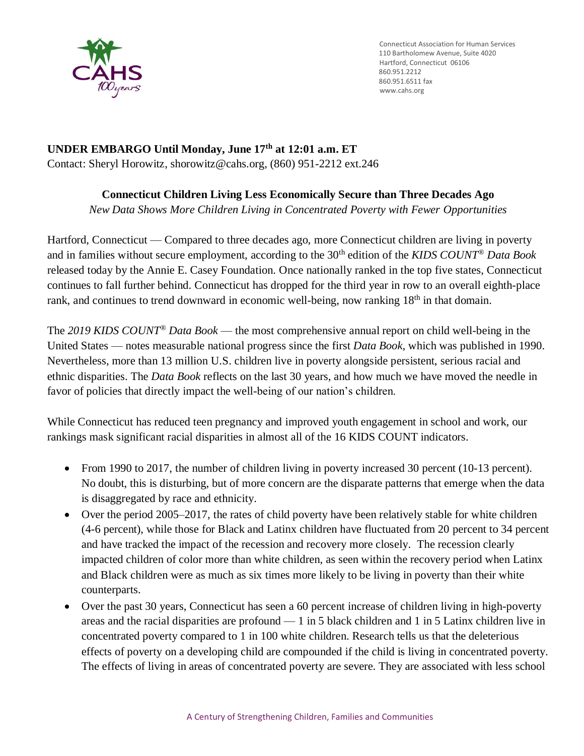Connecticut Association for Human Services
110 Bartholomew Avenue, Suite 4020
Hartford, Connecticut 06106
860.951.2212
860.951.6511 fax
www.cahs.org

**UNDER EMBARGO Until Monday, June 17th at 12:01 a.m. ET**
Contact: Sheryl Horowitz, shorowitz@cahs.org, (860) 951-2212 ext.246

## Connecticut Children Living Less Economically Secure than Three Decades Ago

*New Data Shows More Children Living in Concentrated Poverty with Fewer Opportunities*

Hartford, Connecticut — Compared to three decades ago, more Connecticut children are living in poverty and in families without secure employment, according to the 30th edition of the *KIDS COUNT® Data Book* released today by the Annie E. Casey Foundation. Once nationally ranked in the top five states, Connecticut continues to fall further behind. Connecticut has dropped for the third year in row to an overall eighth-place rank, and continues to trend downward in economic well-being, now ranking 18th in that domain.

The *2019 KIDS COUNT® Data Book* — the most comprehensive annual report on child well-being in the United States — notes measurable national progress since the first *Data Book*, which was published in 1990. Nevertheless, more than 13 million U.S. children live in poverty alongside persistent, serious racial and ethnic disparities. The *Data Book* reflects on the last 30 years, and how much we have moved the needle in favor of policies that directly impact the well-being of our nation's children.

While Connecticut has reduced teen pregnancy and improved youth engagement in school and work, our rankings mask significant racial disparities in almost all of the 16 KIDS COUNT indicators.

- From 1990 to 2017, the number of children living in poverty increased 30 percent (10-13 percent). No doubt, this is disturbing, but of more concern are the disparate patterns that emerge when the data is disaggregated by race and ethnicity.
- Over the period 2005–2017, the rates of child poverty have been relatively stable for white children (4-6 percent), while those for Black and Latinx children have fluctuated from 20 percent to 34 percent and have tracked the impact of the recession and recovery more closely. The recession clearly impacted children of color more than white children, as seen within the recovery period when Latinx and Black children were as much as six times more likely to be living in poverty than their white counterparts.
- Over the past 30 years, Connecticut has seen a 60 percent increase of children living in high-poverty areas and the racial disparities are profound — 1 in 5 black children and 1 in 5 Latinx children live in concentrated poverty compared to 1 in 100 white children. Research tells us that the deleterious effects of poverty on a developing child are compounded if the child is living in concentrated poverty. The effects of living in areas of concentrated poverty are severe. They are associated with less school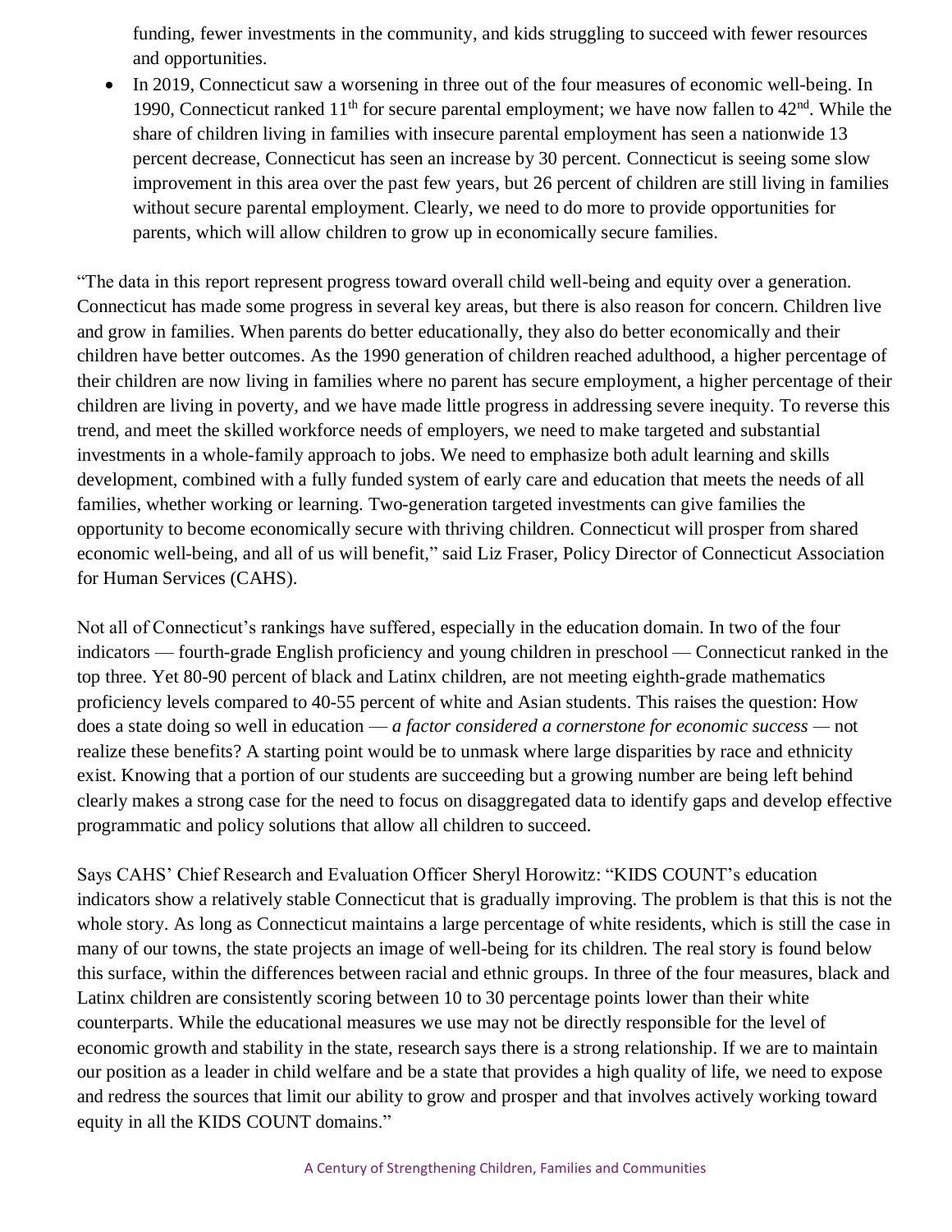funding, fewer investments in the community, and kids struggling to succeed with fewer resources and opportunities.

- In 2019, Connecticut saw a worsening in three out of the four measures of economic well-being. In 1990, Connecticut ranked 11th for secure parental employment; we have now fallen to 42nd. While the share of children living in families with insecure parental employment has seen a nationwide 13 percent decrease, Connecticut has seen an increase by 30 percent. Connecticut is seeing some slow improvement in this area over the past few years, but 26 percent of children are still living in families without secure parental employment. Clearly, we need to do more to provide opportunities for parents, which will allow children to grow up in economically secure families.

"The data in this report represent progress toward overall child well-being and equity over a generation. Connecticut has made some progress in several key areas, but there is also reason for concern. Children live and grow in families. When parents do better educationally, they also do better economically and their children have better outcomes. As the 1990 generation of children reached adulthood, a higher percentage of their children are now living in families where no parent has secure employment, a higher percentage of their children are living in poverty, and we have made little progress in addressing severe inequity. To reverse this trend, and meet the skilled workforce needs of employers, we need to make targeted and substantial investments in a whole-family approach to jobs. We need to emphasize both adult learning and skills development, combined with a fully funded system of early care and education that meets the needs of all families, whether working or learning. Two-generation targeted investments can give families the opportunity to become economically secure with thriving children. Connecticut will prosper from shared economic well-being, and all of us will benefit," said Liz Fraser, Policy Director of Connecticut Association for Human Services (CAHS).

Not all of Connecticut's rankings have suffered, especially in the education domain. In two of the four indicators — fourth-grade English proficiency and young children in preschool — Connecticut ranked in the top three. Yet 80-90 percent of black and Latinx children, are not meeting eighth-grade mathematics proficiency levels compared to 40-55 percent of white and Asian students. This raises the question: How does a state doing so well in education — *a factor considered a cornerstone for economic success* — not realize these benefits? A starting point would be to unmask where large disparities by race and ethnicity exist. Knowing that a portion of our students are succeeding but a growing number are being left behind clearly makes a strong case for the need to focus on disaggregated data to identify gaps and develop effective programmatic and policy solutions that allow all children to succeed.

Says CAHS' Chief Research and Evaluation Officer Sheryl Horowitz: "KIDS COUNT's education indicators show a relatively stable Connecticut that is gradually improving. The problem is that this is not the whole story. As long as Connecticut maintains a large percentage of white residents, which is still the case in many of our towns, the state projects an image of well-being for its children. The real story is found below this surface, within the differences between racial and ethnic groups. In three of the four measures, black and Latinx children are consistently scoring between 10 to 30 percentage points lower than their white counterparts. While the educational measures we use may not be directly responsible for the level of economic growth and stability in the state, research says there is a strong relationship. If we are to maintain our position as a leader in child welfare and be a state that provides a high quality of life, we need to expose and redress the sources that limit our ability to grow and prosper and that involves actively working toward equity in all the KIDS COUNT domains."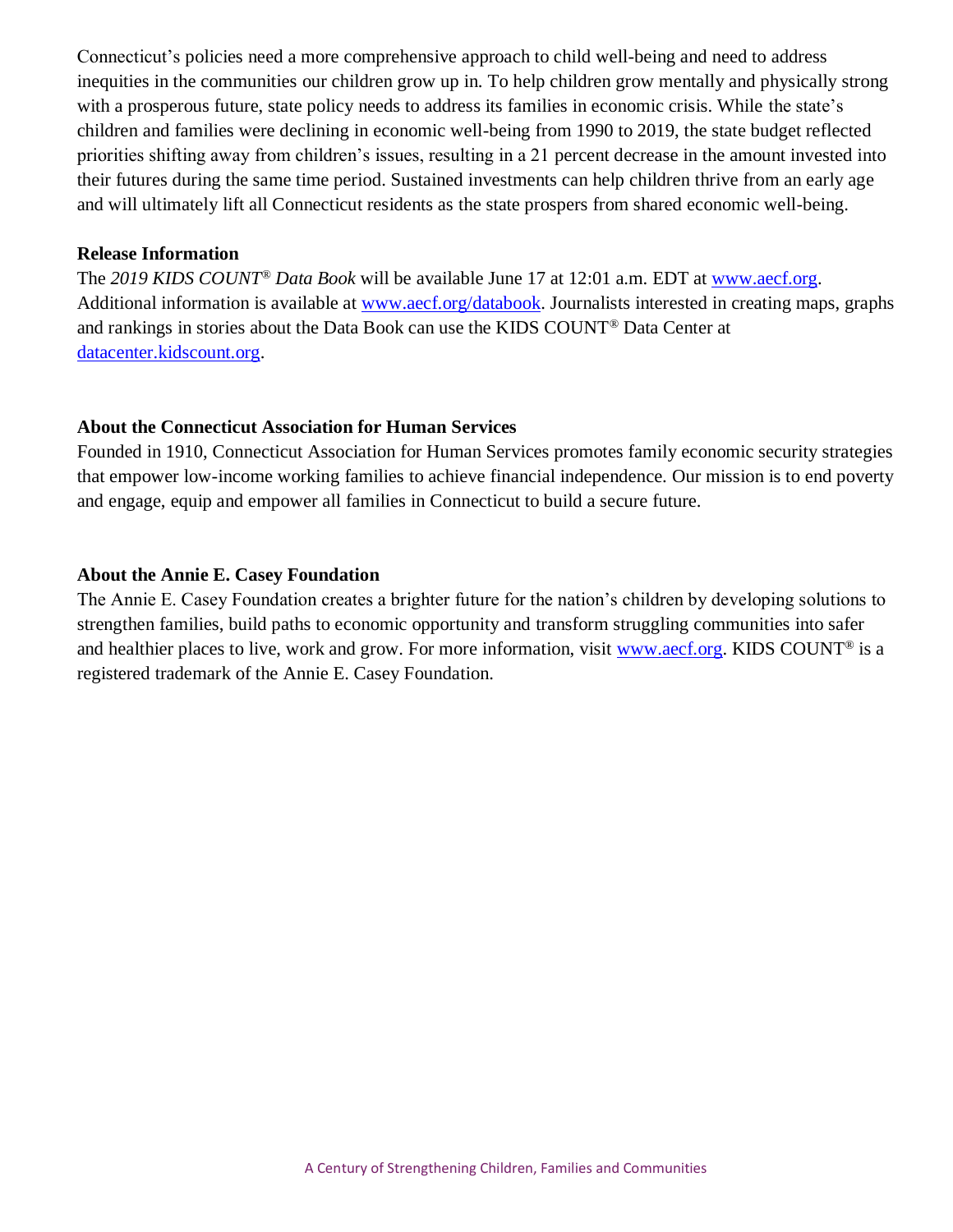Connecticut's policies need a more comprehensive approach to child well-being and need to address inequities in the communities our children grow up in. To help children grow mentally and physically strong with a prosperous future, state policy needs to address its families in economic crisis. While the state's children and families were declining in economic well-being from 1990 to 2019, the state budget reflected priorities shifting away from children's issues, resulting in a 21 percent decrease in the amount invested into their futures during the same time period. Sustained investments can help children thrive from an early age and will ultimately lift all Connecticut residents as the state prospers from shared economic well-being.

**Release Information**

The *2019 KIDS COUNT® Data Book* will be available June 17 at 12:01 a.m. EDT at www.aecf.org. Additional information is available at www.aecf.org/databook. Journalists interested in creating maps, graphs and rankings in stories about the Data Book can use the KIDS COUNT® Data Center at datacenter.kidscount.org.

**About the Connecticut Association for Human Services**

Founded in 1910, Connecticut Association for Human Services promotes family economic security strategies that empower low-income working families to achieve financial independence. Our mission is to end poverty and engage, equip and empower all families in Connecticut to build a secure future.

**About the Annie E. Casey Foundation**

The Annie E. Casey Foundation creates a brighter future for the nation's children by developing solutions to strengthen families, build paths to economic opportunity and transform struggling communities into safer and healthier places to live, work and grow. For more information, visit www.aecf.org. KIDS COUNT® is a registered trademark of the Annie E. Casey Foundation.